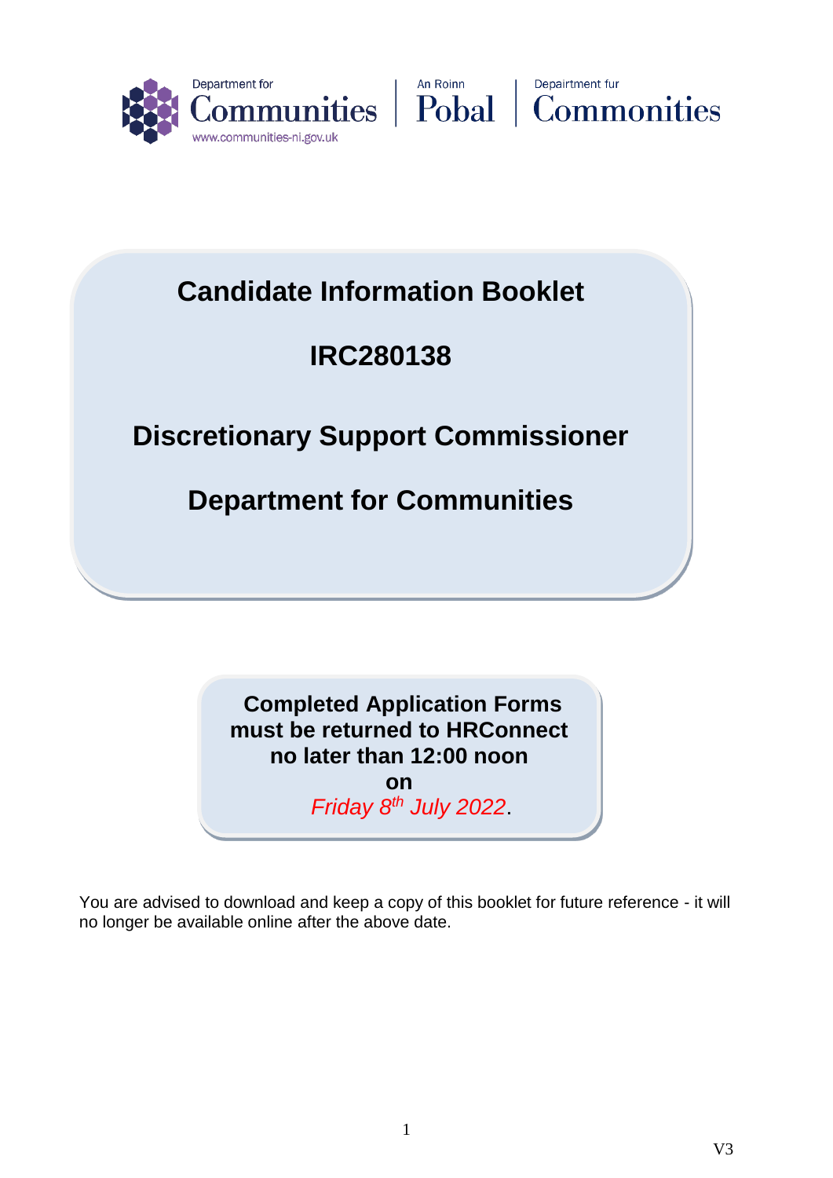Department for Communities | An Roinn Pobal | Depairtment fur Commonities

www.communities-ni.gov.uk

# Candidate Information Booklet

# IRC280138

# Discretionary Support Commissioner

# Department for Communities

**Completed Application Forms must be returned to HRConnect no later than 12:00 noon on** *Friday 8th July 2022*.

You are advised to download and keep a copy of this booklet for future reference - it will no longer be available online after the above date.

V3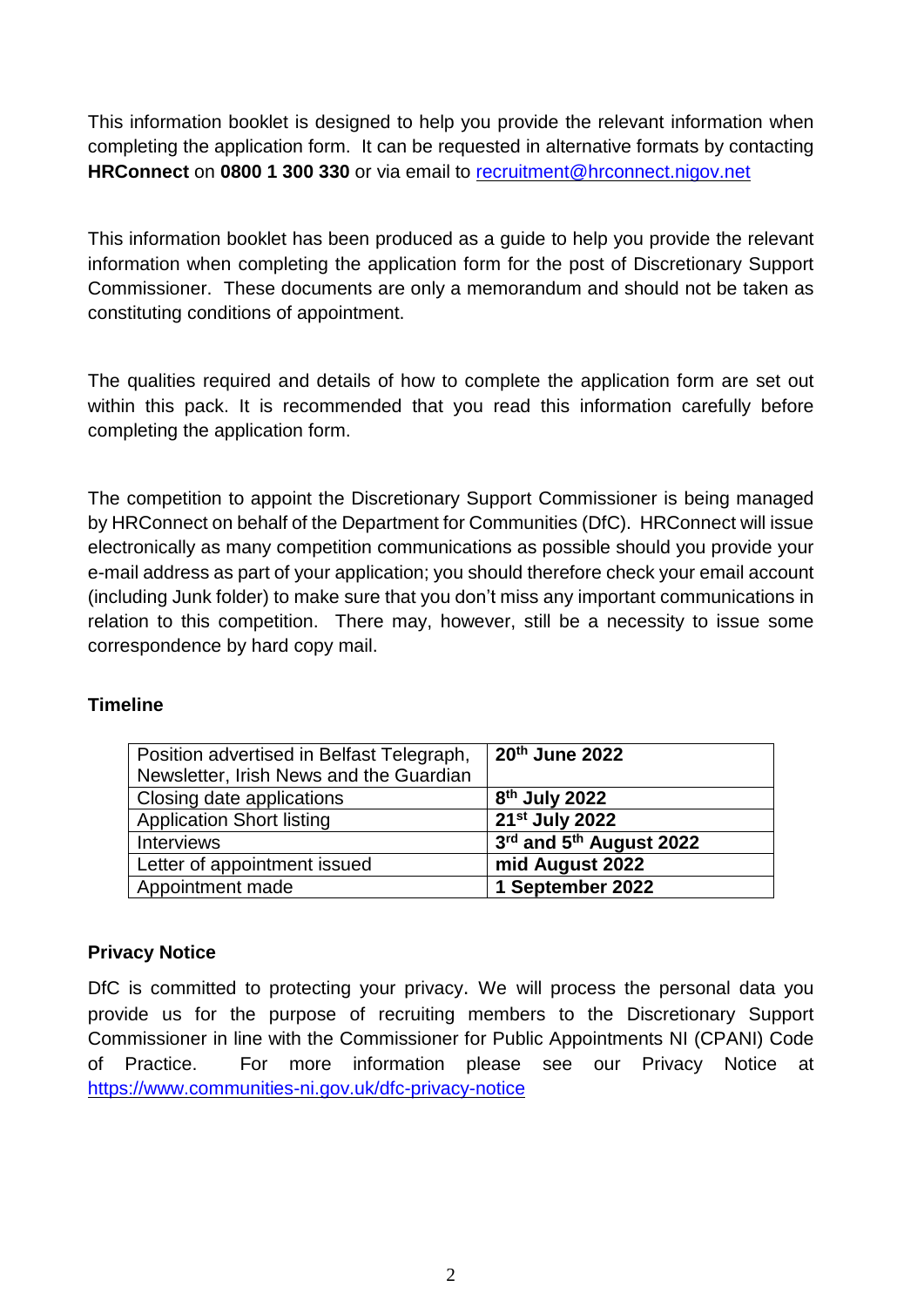This information booklet is designed to help you provide the relevant information when completing the application form. It can be requested in alternative formats by contacting **HRConnect** on **0800 1 300 330** or via email to recruitment@hrconnect.nigov.net

This information booklet has been produced as a guide to help you provide the relevant information when completing the application form for the post of Discretionary Support Commissioner. These documents are only a memorandum and should not be taken as constituting conditions of appointment.

The qualities required and details of how to complete the application form are set out within this pack. It is recommended that you read this information carefully before completing the application form.

The competition to appoint the Discretionary Support Commissioner is being managed by HRConnect on behalf of the Department for Communities (DfC). HRConnect will issue electronically as many competition communications as possible should you provide your e-mail address as part of your application; you should therefore check your email account (including Junk folder) to make sure that you don't miss any important communications in relation to this competition. There may, however, still be a necessity to issue some correspondence by hard copy mail.

**Timeline**

| | |
|---|---|
| Position advertised in Belfast Telegraph, Newsletter, Irish News and the Guardian | **20th June 2022** |
| Closing date applications | **8th July 2022** |
| Application Short listing | **21st July 2022** |
| Interviews | **3rd and 5th August 2022** |
| Letter of appointment issued | **mid August 2022** |
| Appointment made | **1 September 2022** |

**Privacy Notice**

DfC is committed to protecting your privacy. We will process the personal data you provide us for the purpose of recruiting members to the Discretionary Support Commissioner in line with the Commissioner for Public Appointments NI (CPANI) Code of Practice. For more information please see our Privacy Notice at https://www.communities-ni.gov.uk/dfc-privacy-notice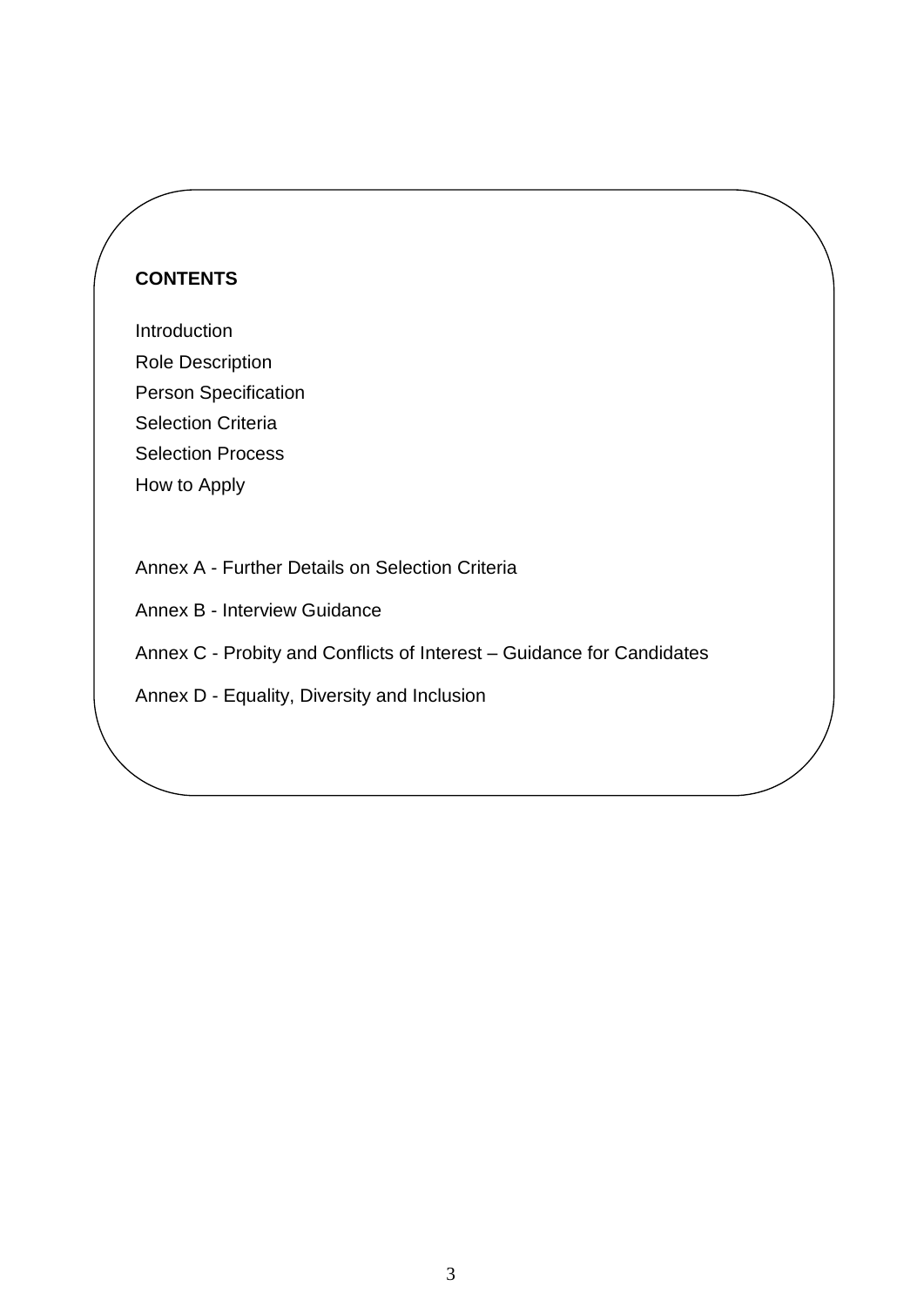**CONTENTS**

Introduction

Role Description

Person Specification

Selection Criteria

Selection Process

How to Apply

Annex A - Further Details on Selection Criteria

Annex B - Interview Guidance

Annex C - Probity and Conflicts of Interest – Guidance for Candidates

Annex D - Equality, Diversity and Inclusion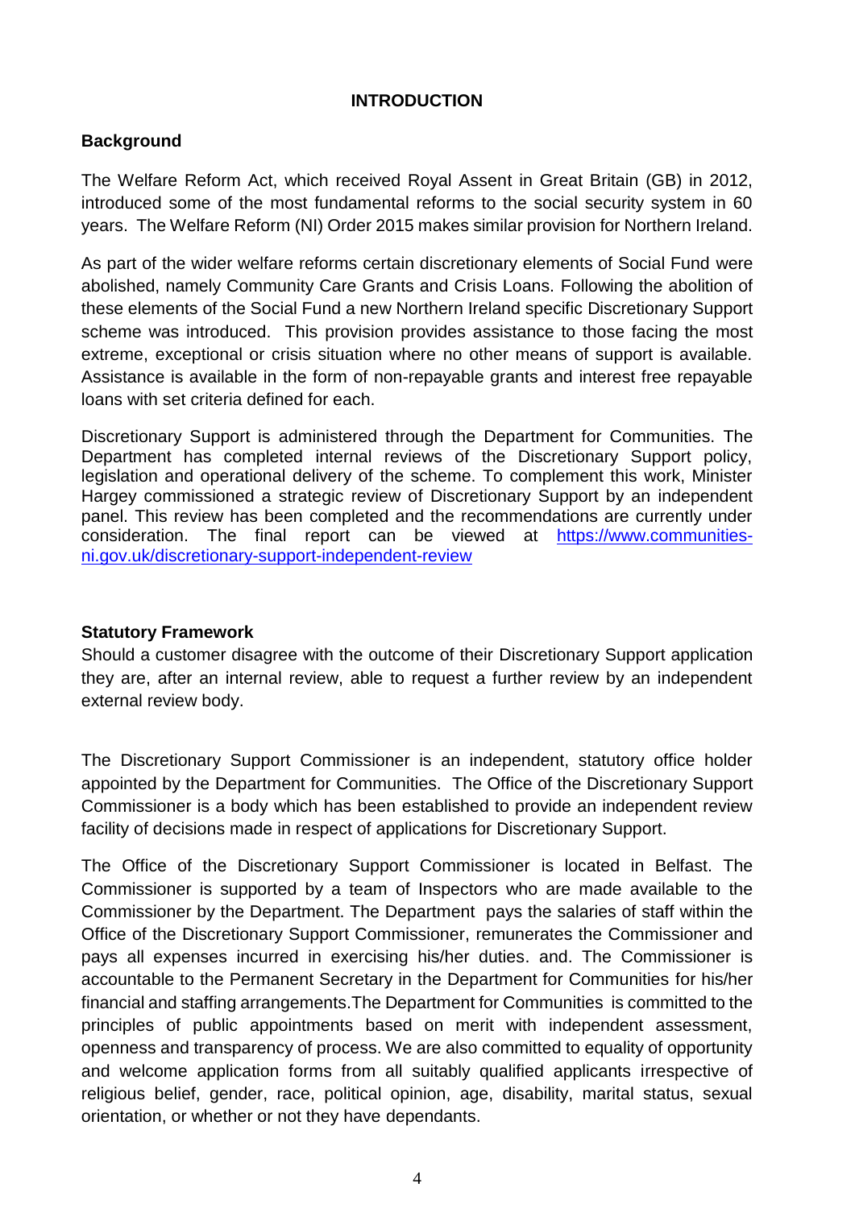# INTRODUCTION

## Background

The Welfare Reform Act, which received Royal Assent in Great Britain (GB) in 2012, introduced some of the most fundamental reforms to the social security system in 60 years. The Welfare Reform (NI) Order 2015 makes similar provision for Northern Ireland.

As part of the wider welfare reforms certain discretionary elements of Social Fund were abolished, namely Community Care Grants and Crisis Loans. Following the abolition of these elements of the Social Fund a new Northern Ireland specific Discretionary Support scheme was introduced. This provision provides assistance to those facing the most extreme, exceptional or crisis situation where no other means of support is available. Assistance is available in the form of non-repayable grants and interest free repayable loans with set criteria defined for each.

Discretionary Support is administered through the Department for Communities. The Department has completed internal reviews of the Discretionary Support policy, legislation and operational delivery of the scheme. To complement this work, Minister Hargey commissioned a strategic review of Discretionary Support by an independent panel. This review has been completed and the recommendations are currently under consideration. The final report can be viewed at [https://www.communities-ni.gov.uk/discretionary-support-independent-review](https://www.communities-ni.gov.uk/discretionary-support-independent-review)

## Statutory Framework

Should a customer disagree with the outcome of their Discretionary Support application they are, after an internal review, able to request a further review by an independent external review body.

The Discretionary Support Commissioner is an independent, statutory office holder appointed by the Department for Communities. The Office of the Discretionary Support Commissioner is a body which has been established to provide an independent review facility of decisions made in respect of applications for Discretionary Support.

The Office of the Discretionary Support Commissioner is located in Belfast. The Commissioner is supported by a team of Inspectors who are made available to the Commissioner by the Department. The Department pays the salaries of staff within the Office of the Discretionary Support Commissioner, remunerates the Commissioner and pays all expenses incurred in exercising his/her duties. and. The Commissioner is accountable to the Permanent Secretary in the Department for Communities for his/her financial and staffing arrangements.The Department for Communities is committed to the principles of public appointments based on merit with independent assessment, openness and transparency of process. We are also committed to equality of opportunity and welcome application forms from all suitably qualified applicants irrespective of religious belief, gender, race, political opinion, age, disability, marital status, sexual orientation, or whether or not they have dependants.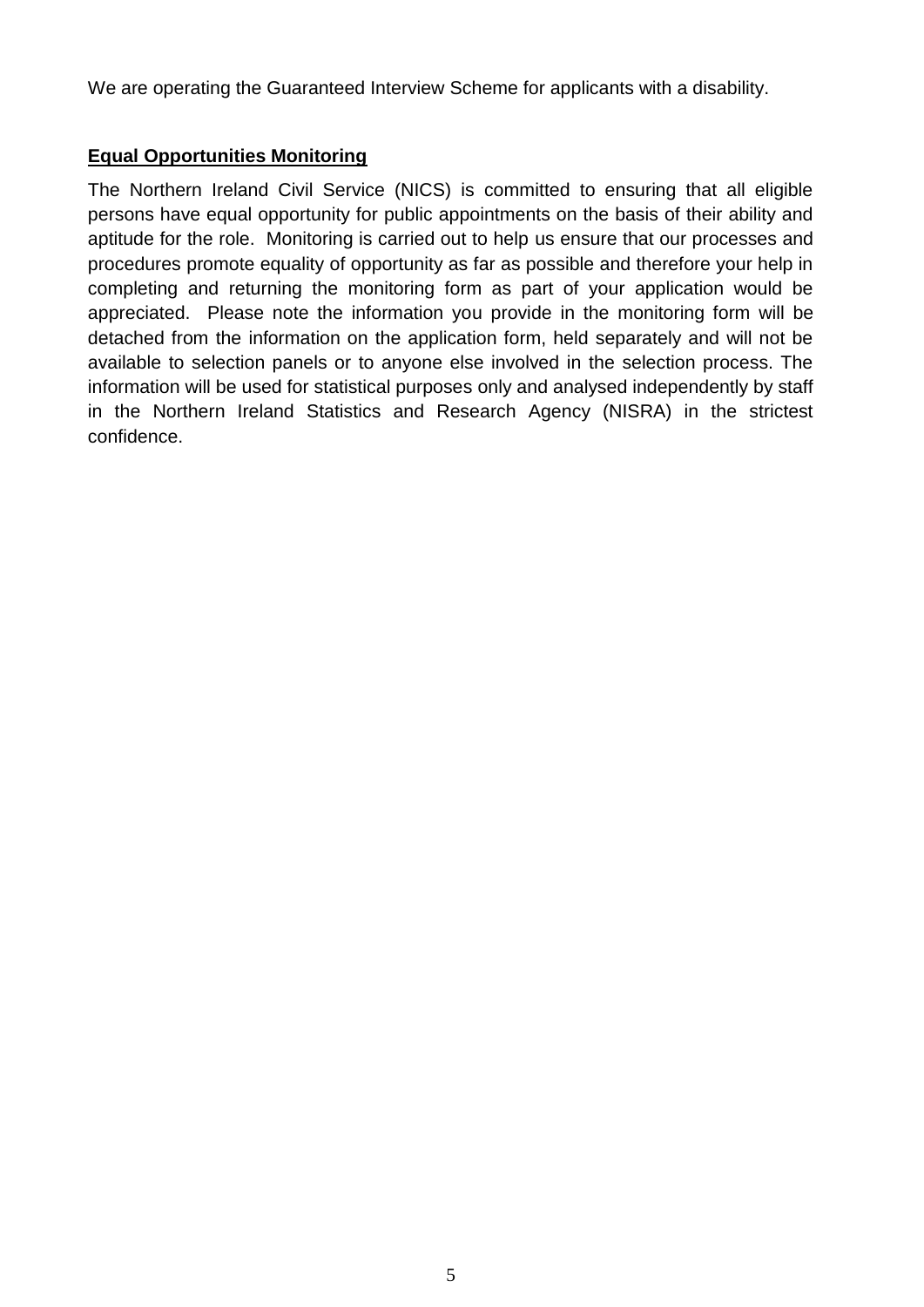We are operating the Guaranteed Interview Scheme for applicants with a disability.

**Equal Opportunities Monitoring**

The Northern Ireland Civil Service (NICS) is committed to ensuring that all eligible persons have equal opportunity for public appointments on the basis of their ability and aptitude for the role. Monitoring is carried out to help us ensure that our processes and procedures promote equality of opportunity as far as possible and therefore your help in completing and returning the monitoring form as part of your application would be appreciated. Please note the information you provide in the monitoring form will be detached from the information on the application form, held separately and will not be available to selection panels or to anyone else involved in the selection process. The information will be used for statistical purposes only and analysed independently by staff in the Northern Ireland Statistics and Research Agency (NISRA) in the strictest confidence.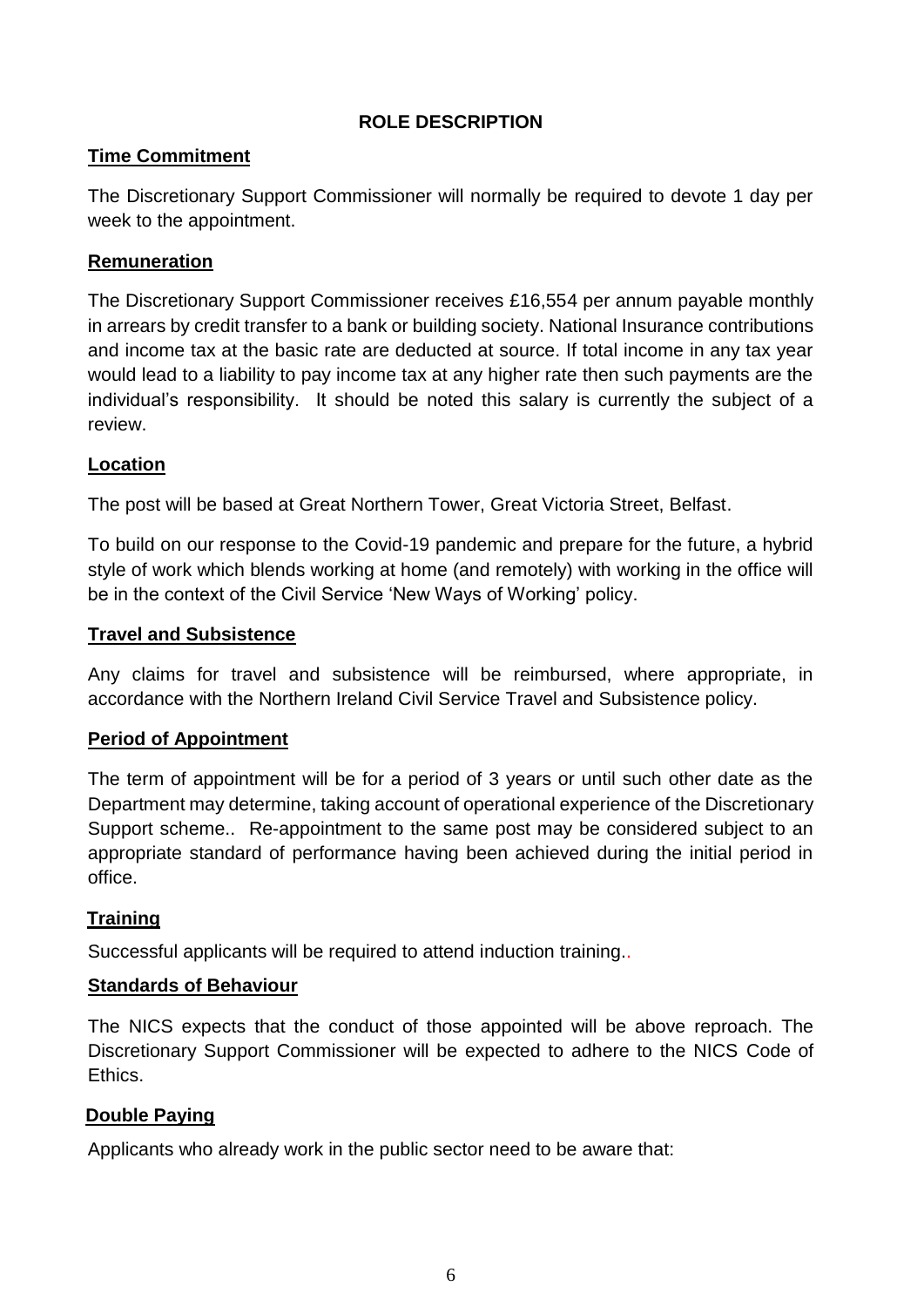## ROLE DESCRIPTION

**Time Commitment**

The Discretionary Support Commissioner will normally be required to devote 1 day per week to the appointment.

**Remuneration**

The Discretionary Support Commissioner receives £16,554 per annum payable monthly in arrears by credit transfer to a bank or building society. National Insurance contributions and income tax at the basic rate are deducted at source. If total income in any tax year would lead to a liability to pay income tax at any higher rate then such payments are the individual's responsibility. It should be noted this salary is currently the subject of a review.

**Location**

The post will be based at Great Northern Tower, Great Victoria Street, Belfast.

To build on our response to the Covid-19 pandemic and prepare for the future, a hybrid style of work which blends working at home (and remotely) with working in the office will be in the context of the Civil Service 'New Ways of Working' policy.

**Travel and Subsistence**

Any claims for travel and subsistence will be reimbursed, where appropriate, in accordance with the Northern Ireland Civil Service Travel and Subsistence policy.

**Period of Appointment**

The term of appointment will be for a period of 3 years or until such other date as the Department may determine, taking account of operational experience of the Discretionary Support scheme.. Re-appointment to the same post may be considered subject to an appropriate standard of performance having been achieved during the initial period in office.

**Training**

Successful applicants will be required to attend induction training..

**Standards of Behaviour**

The NICS expects that the conduct of those appointed will be above reproach. The Discretionary Support Commissioner will be expected to adhere to the NICS Code of Ethics.

**Double Paying**

Applicants who already work in the public sector need to be aware that: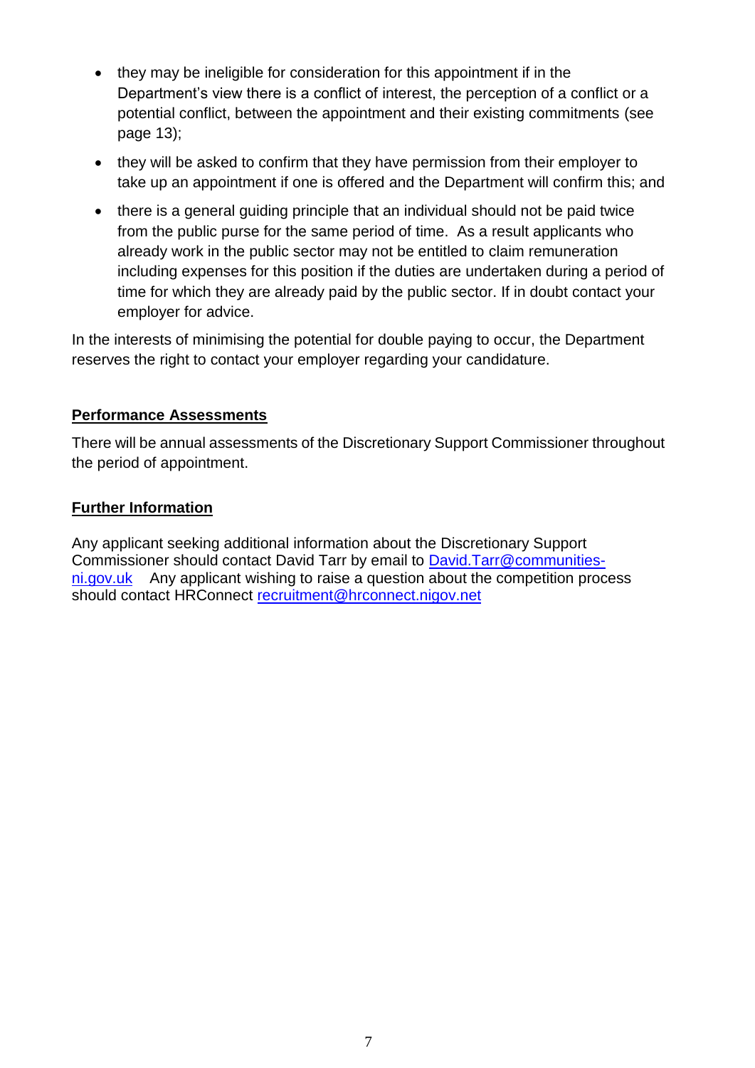- they may be ineligible for consideration for this appointment if in the Department's view there is a conflict of interest, the perception of a conflict or a potential conflict, between the appointment and their existing commitments (see page 13);
- they will be asked to confirm that they have permission from their employer to take up an appointment if one is offered and the Department will confirm this; and
- there is a general guiding principle that an individual should not be paid twice from the public purse for the same period of time. As a result applicants who already work in the public sector may not be entitled to claim remuneration including expenses for this position if the duties are undertaken during a period of time for which they are already paid by the public sector. If in doubt contact your employer for advice.

In the interests of minimising the potential for double paying to occur, the Department reserves the right to contact your employer regarding your candidature.

## **Performance Assessments**

There will be annual assessments of the Discretionary Support Commissioner throughout the period of appointment.

## **Further Information**

Any applicant seeking additional information about the Discretionary Support Commissioner should contact David Tarr by email to David.Tarr@communities-ni.gov.uk Any applicant wishing to raise a question about the competition process should contact HRConnect recruitment@hrconnect.nigov.net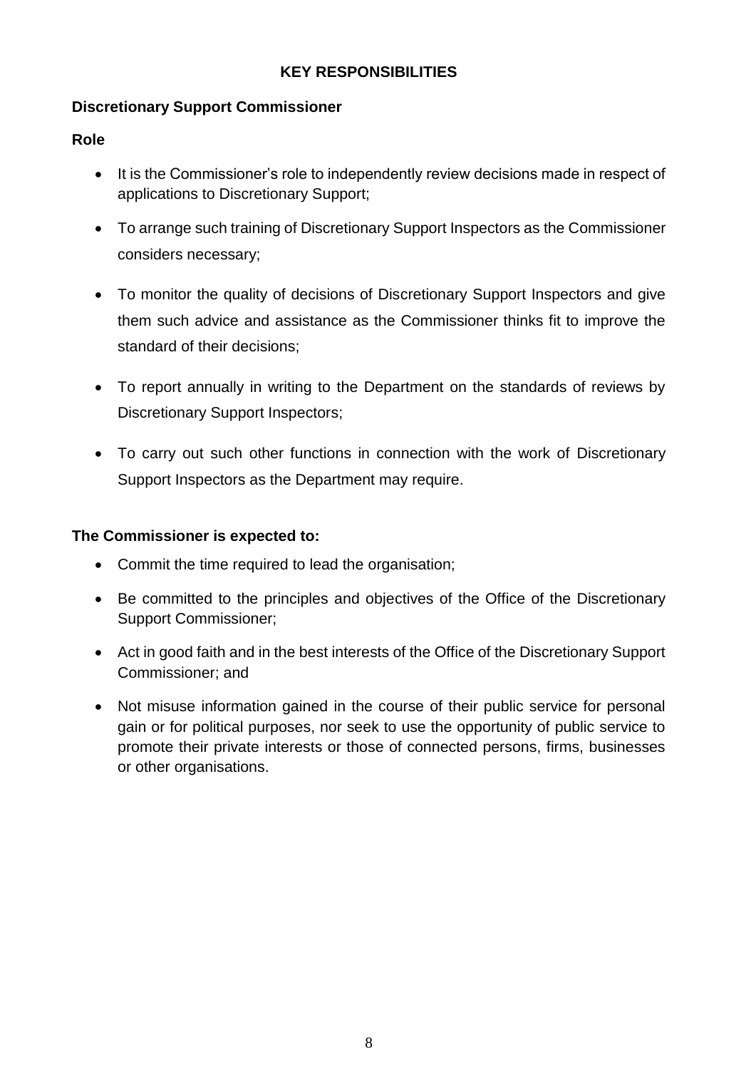## KEY RESPONSIBILITIES

### Discretionary Support Commissioner

**Role**

- It is the Commissioner's role to independently review decisions made in respect of applications to Discretionary Support;
- To arrange such training of Discretionary Support Inspectors as the Commissioner considers necessary;
- To monitor the quality of decisions of Discretionary Support Inspectors and give them such advice and assistance as the Commissioner thinks fit to improve the standard of their decisions;
- To report annually in writing to the Department on the standards of reviews by Discretionary Support Inspectors;
- To carry out such other functions in connection with the work of Discretionary Support Inspectors as the Department may require.

**The Commissioner is expected to:**

- Commit the time required to lead the organisation;
- Be committed to the principles and objectives of the Office of the Discretionary Support Commissioner;
- Act in good faith and in the best interests of the Office of the Discretionary Support Commissioner; and
- Not misuse information gained in the course of their public service for personal gain or for political purposes, nor seek to use the opportunity of public service to promote their private interests or those of connected persons, firms, businesses or other organisations.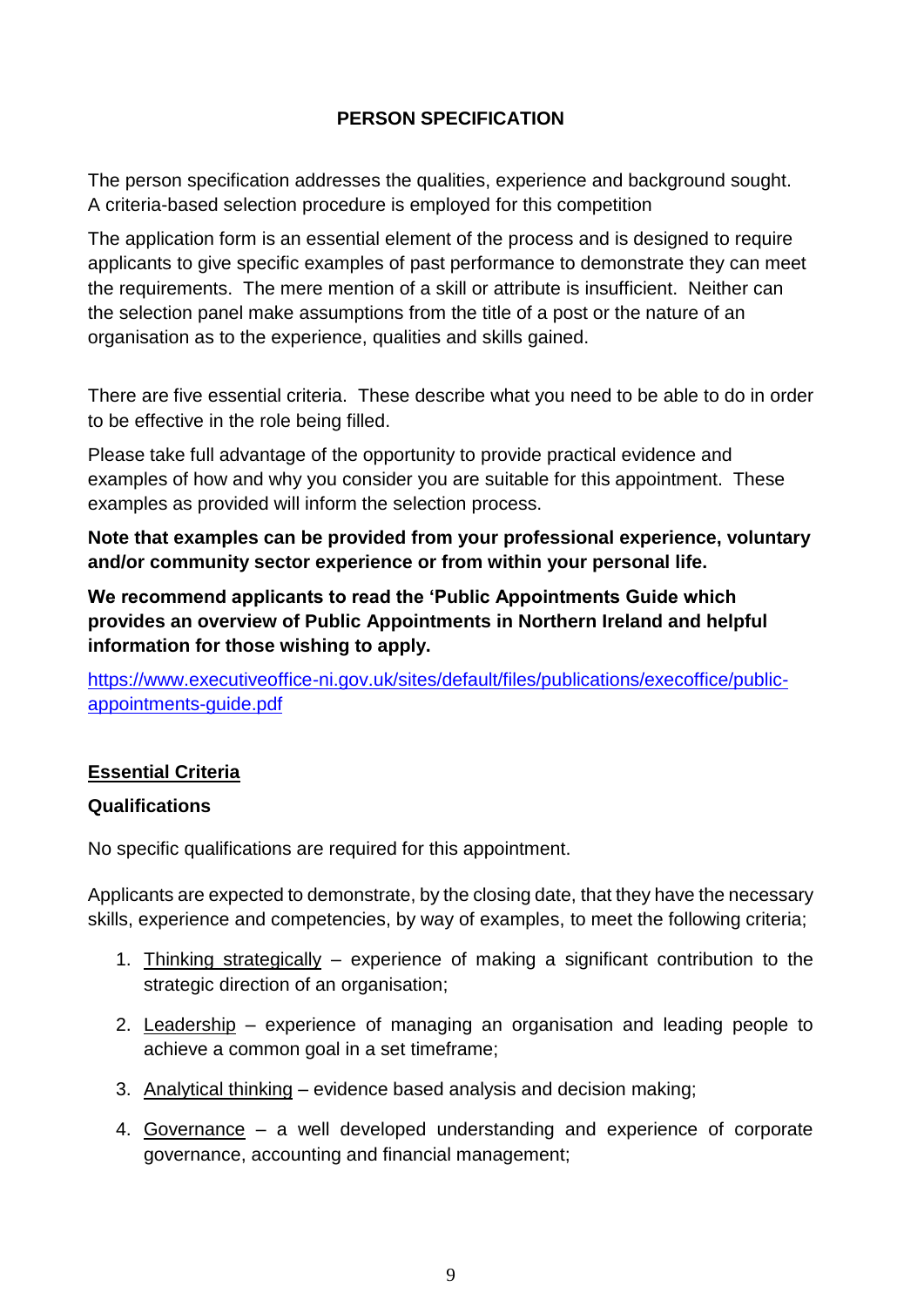## PERSON SPECIFICATION

The person specification addresses the qualities, experience and background sought. A criteria-based selection procedure is employed for this competition

The application form is an essential element of the process and is designed to require applicants to give specific examples of past performance to demonstrate they can meet the requirements. The mere mention of a skill or attribute is insufficient. Neither can the selection panel make assumptions from the title of a post or the nature of an organisation as to the experience, qualities and skills gained.

There are five essential criteria. These describe what you need to be able to do in order to be effective in the role being filled.

Please take full advantage of the opportunity to provide practical evidence and examples of how and why you consider you are suitable for this appointment. These examples as provided will inform the selection process.

**Note that examples can be provided from your professional experience, voluntary and/or community sector experience or from within your personal life.**

**We recommend applicants to read the 'Public Appointments Guide which provides an overview of Public Appointments in Northern Ireland and helpful information for those wishing to apply.**

[https://www.executiveoffice-ni.gov.uk/sites/default/files/publications/execoffice/public-appointments-guide.pdf](https://www.executiveoffice-ni.gov.uk/sites/default/files/publications/execoffice/public-appointments-guide.pdf)

### Essential Criteria

**Qualifications**

No specific qualifications are required for this appointment.

Applicants are expected to demonstrate, by the closing date, that they have the necessary skills, experience and competencies, by way of examples, to meet the following criteria;

1. Thinking strategically – experience of making a significant contribution to the strategic direction of an organisation;
2. Leadership – experience of managing an organisation and leading people to achieve a common goal in a set timeframe;
3. Analytical thinking – evidence based analysis and decision making;
4. Governance – a well developed understanding and experience of corporate governance, accounting and financial management;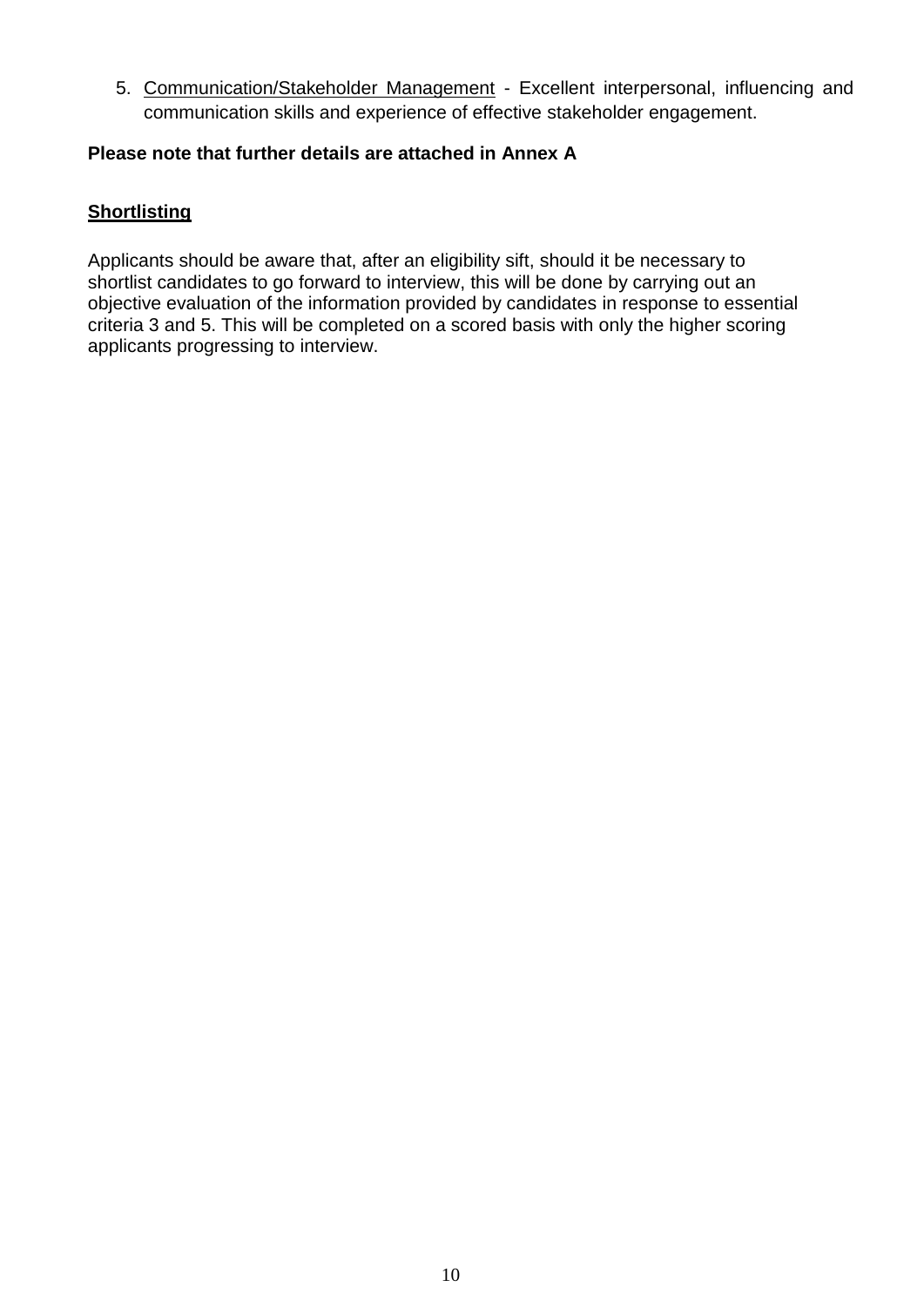5. <u>Communication/Stakeholder Management</u> - Excellent interpersonal, influencing and communication skills and experience of effective stakeholder engagement.

**Please note that further details are attached in Annex A**

**<u>Shortlisting</u>**

Applicants should be aware that, after an eligibility sift, should it be necessary to shortlist candidates to go forward to interview, this will be done by carrying out an objective evaluation of the information provided by candidates in response to essential criteria 3 and 5. This will be completed on a scored basis with only the higher scoring applicants progressing to interview.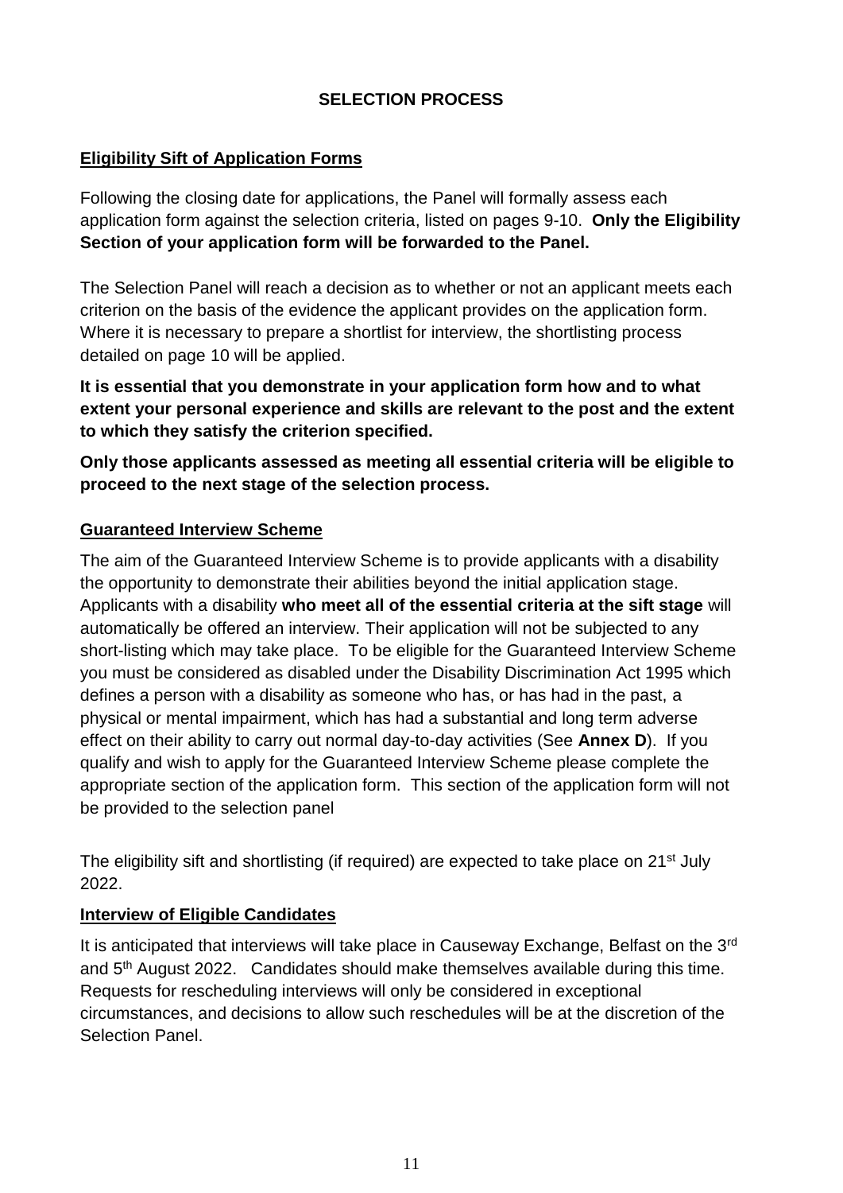## SELECTION PROCESS

### Eligibility Sift of Application Forms

Following the closing date for applications, the Panel will formally assess each application form against the selection criteria, listed on pages 9-10. **Only the Eligibility Section of your application form will be forwarded to the Panel.**

The Selection Panel will reach a decision as to whether or not an applicant meets each criterion on the basis of the evidence the applicant provides on the application form. Where it is necessary to prepare a shortlist for interview, the shortlisting process detailed on page 10 will be applied.

**It is essential that you demonstrate in your application form how and to what extent your personal experience and skills are relevant to the post and the extent to which they satisfy the criterion specified.**

**Only those applicants assessed as meeting all essential criteria will be eligible to proceed to the next stage of the selection process.**

### Guaranteed Interview Scheme

The aim of the Guaranteed Interview Scheme is to provide applicants with a disability the opportunity to demonstrate their abilities beyond the initial application stage. Applicants with a disability **who meet all of the essential criteria at the sift stage** will automatically be offered an interview. Their application will not be subjected to any short-listing which may take place. To be eligible for the Guaranteed Interview Scheme you must be considered as disabled under the Disability Discrimination Act 1995 which defines a person with a disability as someone who has, or has had in the past, a physical or mental impairment, which has had a substantial and long term adverse effect on their ability to carry out normal day-to-day activities (See **Annex D**). If you qualify and wish to apply for the Guaranteed Interview Scheme please complete the appropriate section of the application form. This section of the application form will not be provided to the selection panel

The eligibility sift and shortlisting (if required) are expected to take place on 21st July 2022.

### Interview of Eligible Candidates

It is anticipated that interviews will take place in Causeway Exchange, Belfast on the 3rd and 5th August 2022. Candidates should make themselves available during this time. Requests for rescheduling interviews will only be considered in exceptional circumstances, and decisions to allow such reschedules will be at the discretion of the Selection Panel.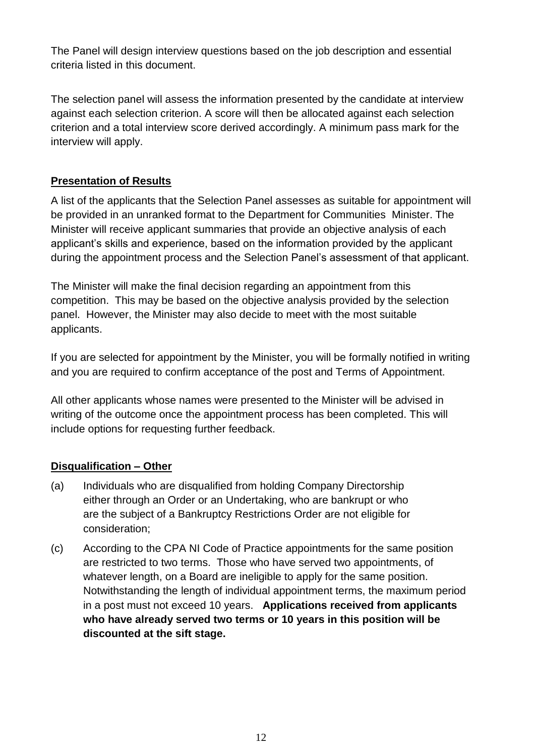The Panel will design interview questions based on the job description and essential criteria listed in this document.

The selection panel will assess the information presented by the candidate at interview against each selection criterion. A score will then be allocated against each selection criterion and a total interview score derived accordingly. A minimum pass mark for the interview will apply.

**Presentation of Results**

A list of the applicants that the Selection Panel assesses as suitable for appointment will be provided in an unranked format to the Department for Communities Minister. The Minister will receive applicant summaries that provide an objective analysis of each applicant's skills and experience, based on the information provided by the applicant during the appointment process and the Selection Panel's assessment of that applicant.

The Minister will make the final decision regarding an appointment from this competition. This may be based on the objective analysis provided by the selection panel. However, the Minister may also decide to meet with the most suitable applicants.

If you are selected for appointment by the Minister, you will be formally notified in writing and you are required to confirm acceptance of the post and Terms of Appointment.

All other applicants whose names were presented to the Minister will be advised in writing of the outcome once the appointment process has been completed. This will include options for requesting further feedback.

**Disqualification – Other**

(a) Individuals who are disqualified from holding Company Directorship either through an Order or an Undertaking, who are bankrupt or who are the subject of a Bankruptcy Restrictions Order are not eligible for consideration;

(c) According to the CPA NI Code of Practice appointments for the same position are restricted to two terms. Those who have served two appointments, of whatever length, on a Board are ineligible to apply for the same position. Notwithstanding the length of individual appointment terms, the maximum period in a post must not exceed 10 years. **Applications received from applicants who have already served two terms or 10 years in this position will be discounted at the sift stage.**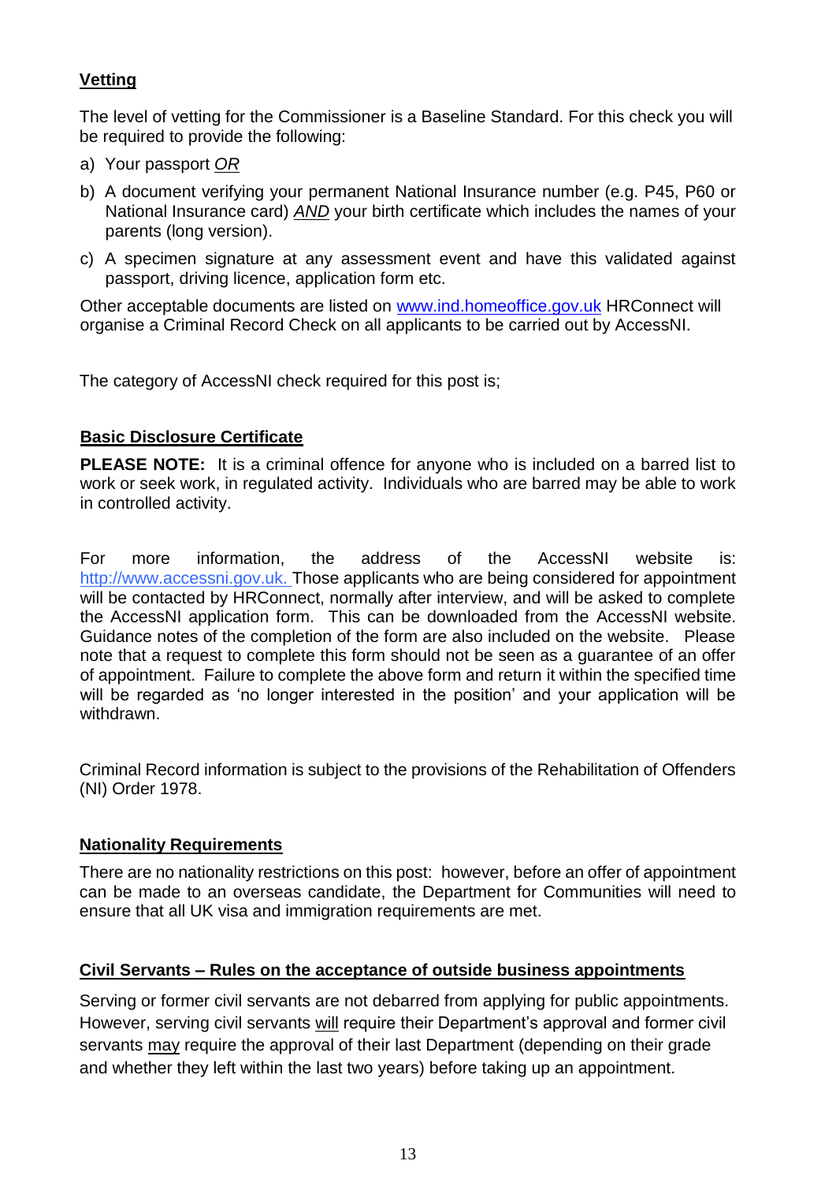## Vetting

The level of vetting for the Commissioner is a Baseline Standard. For this check you will be required to provide the following:

a) Your passport *OR*

b) A document verifying your permanent National Insurance number (e.g. P45, P60 or National Insurance card) ***AND*** your birth certificate which includes the names of your parents (long version).

c) A specimen signature at any assessment event and have this validated against passport, driving licence, application form etc.

Other acceptable documents are listed on [www.ind.homeoffice.gov.uk](http://www.ind.homeoffice.gov.uk) HRConnect will organise a Criminal Record Check on all applicants to be carried out by AccessNI.

The category of AccessNI check required for this post is;

## Basic Disclosure Certificate

**PLEASE NOTE:** It is a criminal offence for anyone who is included on a barred list to work or seek work, in regulated activity. Individuals who are barred may be able to work in controlled activity.

For more information, the address of the AccessNI website is: [http://www.accessni.gov.uk.](http://www.accessni.gov.uk) Those applicants who are being considered for appointment will be contacted by HRConnect, normally after interview, and will be asked to complete the AccessNI application form. This can be downloaded from the AccessNI website. Guidance notes of the completion of the form are also included on the website. Please note that a request to complete this form should not be seen as a guarantee of an offer of appointment. Failure to complete the above form and return it within the specified time will be regarded as 'no longer interested in the position' and your application will be withdrawn.

Criminal Record information is subject to the provisions of the Rehabilitation of Offenders (NI) Order 1978.

## Nationality Requirements

There are no nationality restrictions on this post: however, before an offer of appointment can be made to an overseas candidate, the Department for Communities will need to ensure that all UK visa and immigration requirements are met.

## Civil Servants – Rules on the acceptance of outside business appointments

Serving or former civil servants are not debarred from applying for public appointments. However, serving civil servants will require their Department's approval and former civil servants may require the approval of their last Department (depending on their grade and whether they left within the last two years) before taking up an appointment.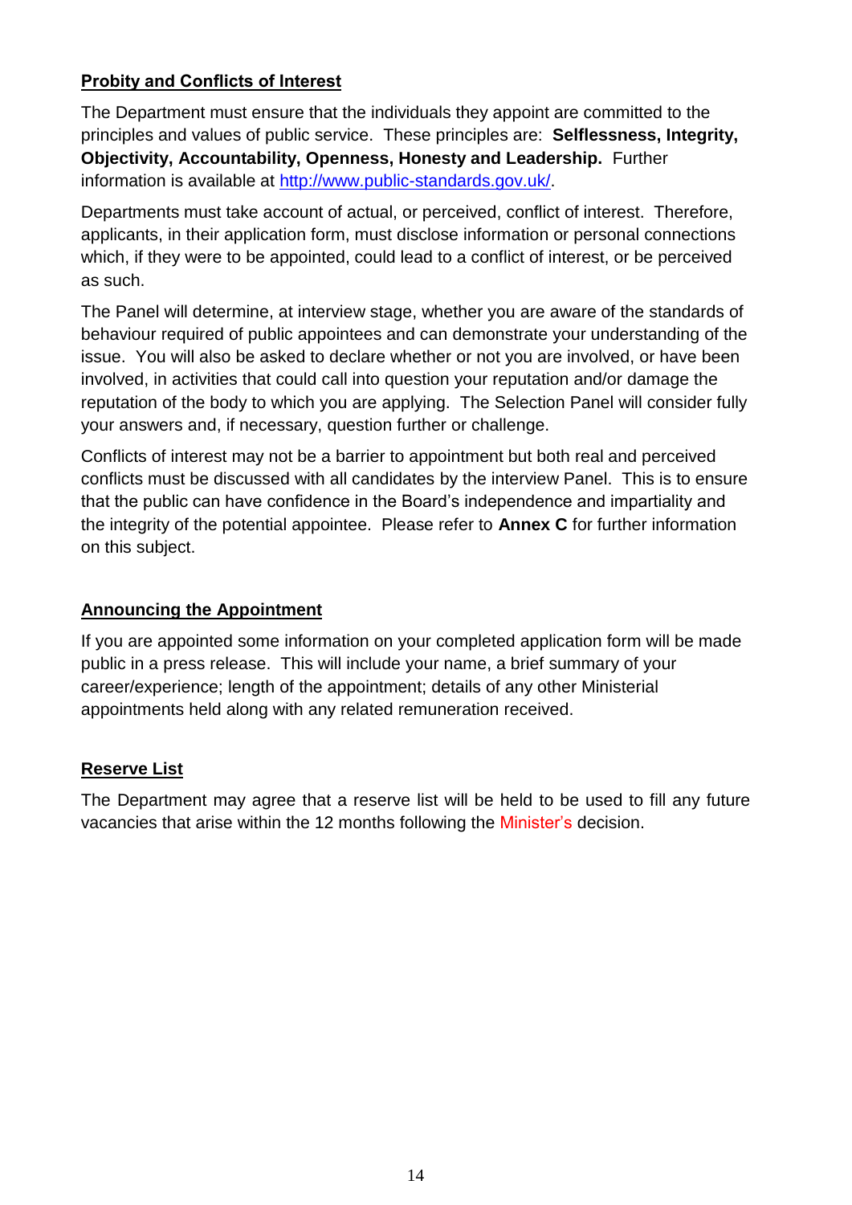## Probity and Conflicts of Interest

The Department must ensure that the individuals they appoint are committed to the principles and values of public service. These principles are: **Selflessness, Integrity, Objectivity, Accountability, Openness, Honesty and Leadership.** Further information is available at [http://www.public-standards.gov.uk/](http://www.public-standards.gov.uk/).

Departments must take account of actual, or perceived, conflict of interest. Therefore, applicants, in their application form, must disclose information or personal connections which, if they were to be appointed, could lead to a conflict of interest, or be perceived as such.

The Panel will determine, at interview stage, whether you are aware of the standards of behaviour required of public appointees and can demonstrate your understanding of the issue. You will also be asked to declare whether or not you are involved, or have been involved, in activities that could call into question your reputation and/or damage the reputation of the body to which you are applying. The Selection Panel will consider fully your answers and, if necessary, question further or challenge.

Conflicts of interest may not be a barrier to appointment but both real and perceived conflicts must be discussed with all candidates by the interview Panel. This is to ensure that the public can have confidence in the Board's independence and impartiality and the integrity of the potential appointee. Please refer to **Annex C** for further information on this subject.

## Announcing the Appointment

If you are appointed some information on your completed application form will be made public in a press release. This will include your name, a brief summary of your career/experience; length of the appointment; details of any other Ministerial appointments held along with any related remuneration received.

## Reserve List

The Department may agree that a reserve list will be held to be used to fill any future vacancies that arise within the 12 months following the Minister's decision.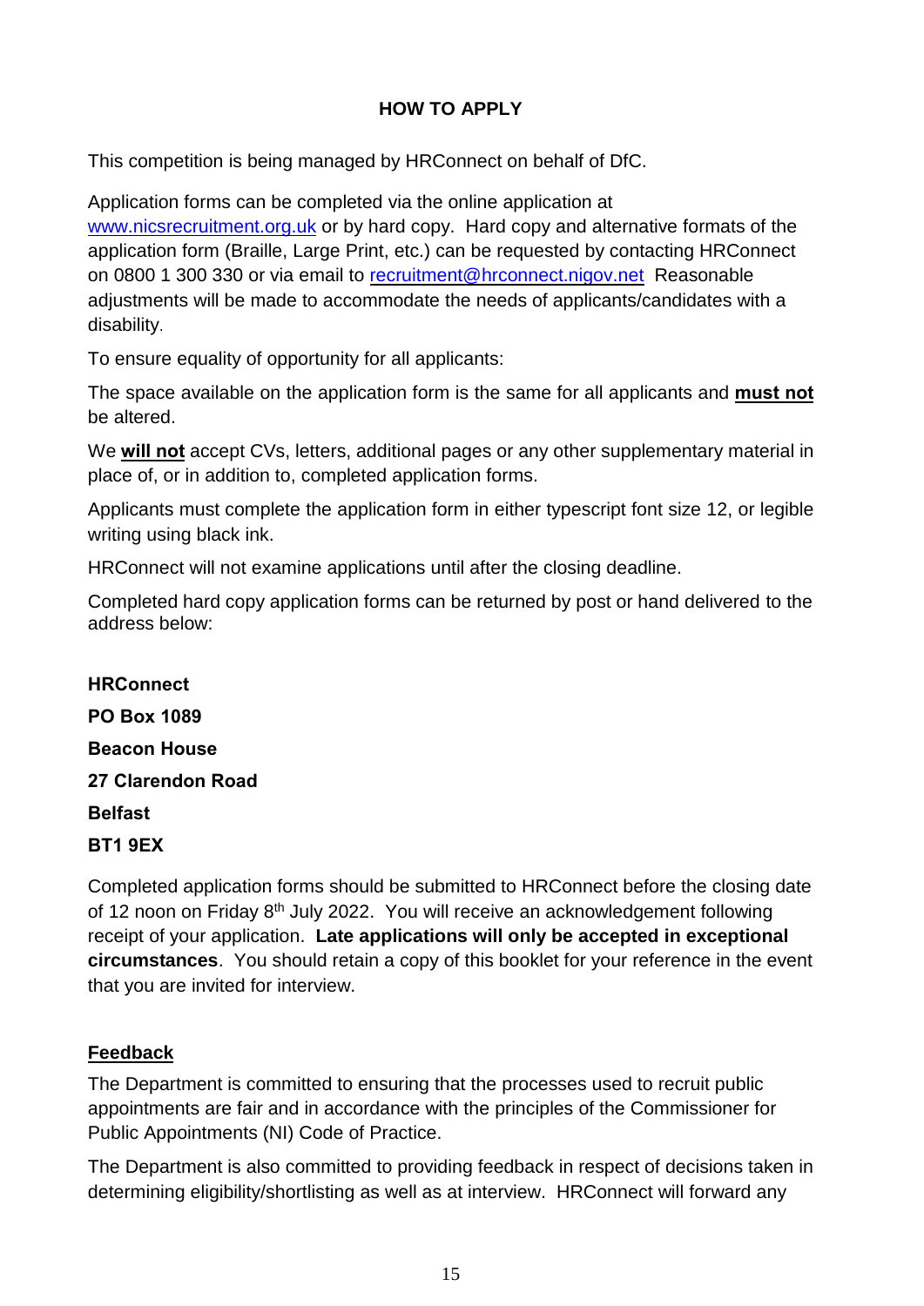## HOW TO APPLY

This competition is being managed by HRConnect on behalf of DfC.

Application forms can be completed via the online application at www.nicsrecruitment.org.uk or by hard copy. Hard copy and alternative formats of the application form (Braille, Large Print, etc.) can be requested by contacting HRConnect on 0800 1 300 330 or via email to recruitment@hrconnect.nigov.net Reasonable adjustments will be made to accommodate the needs of applicants/candidates with a disability.

To ensure equality of opportunity for all applicants:

The space available on the application form is the same for all applicants and **must not** be altered.

We **will not** accept CVs, letters, additional pages or any other supplementary material in place of, or in addition to, completed application forms.

Applicants must complete the application form in either typescript font size 12, or legible writing using black ink.

HRConnect will not examine applications until after the closing deadline.

Completed hard copy application forms can be returned by post or hand delivered to the address below:

**HRConnect**

**PO Box 1089**

**Beacon House**

**27 Clarendon Road**

**Belfast**

**BT1 9EX**

Completed application forms should be submitted to HRConnect before the closing date of 12 noon on Friday 8th July 2022. You will receive an acknowledgement following receipt of your application. **Late applications will only be accepted in exceptional circumstances**. You should retain a copy of this booklet for your reference in the event that you are invited for interview.

### Feedback

The Department is committed to ensuring that the processes used to recruit public appointments are fair and in accordance with the principles of the Commissioner for Public Appointments (NI) Code of Practice.

The Department is also committed to providing feedback in respect of decisions taken in determining eligibility/shortlisting as well as at interview. HRConnect will forward any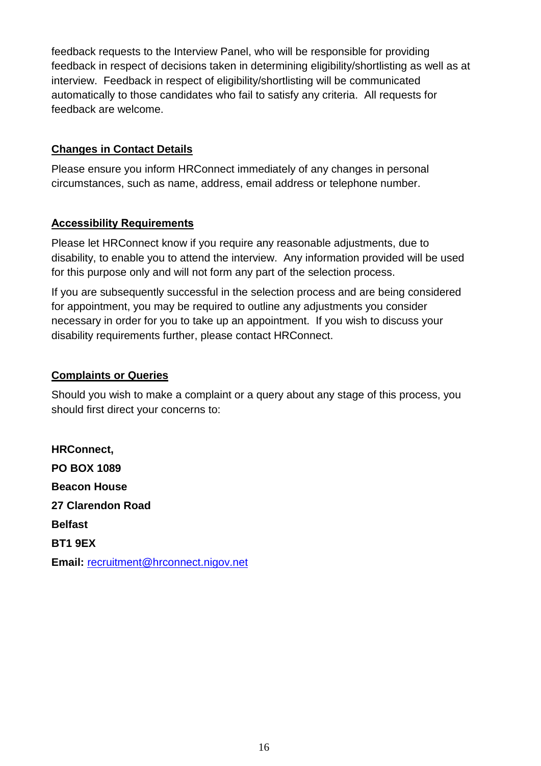feedback requests to the Interview Panel, who will be responsible for providing feedback in respect of decisions taken in determining eligibility/shortlisting as well as at interview. Feedback in respect of eligibility/shortlisting will be communicated automatically to those candidates who fail to satisfy any criteria. All requests for feedback are welcome.

## Changes in Contact Details

Please ensure you inform HRConnect immediately of any changes in personal circumstances, such as name, address, email address or telephone number.

## Accessibility Requirements

Please let HRConnect know if you require any reasonable adjustments, due to disability, to enable you to attend the interview. Any information provided will be used for this purpose only and will not form any part of the selection process.

If you are subsequently successful in the selection process and are being considered for appointment, you may be required to outline any adjustments you consider necessary in order for you to take up an appointment. If you wish to discuss your disability requirements further, please contact HRConnect.

## Complaints or Queries

Should you wish to make a complaint or a query about any stage of this process, you should first direct your concerns to:

**HRConnect,**

**PO BOX 1089**

**Beacon House**

**27 Clarendon Road**

**Belfast**

**BT1 9EX**

**Email:** recruitment@hrconnect.nigov.net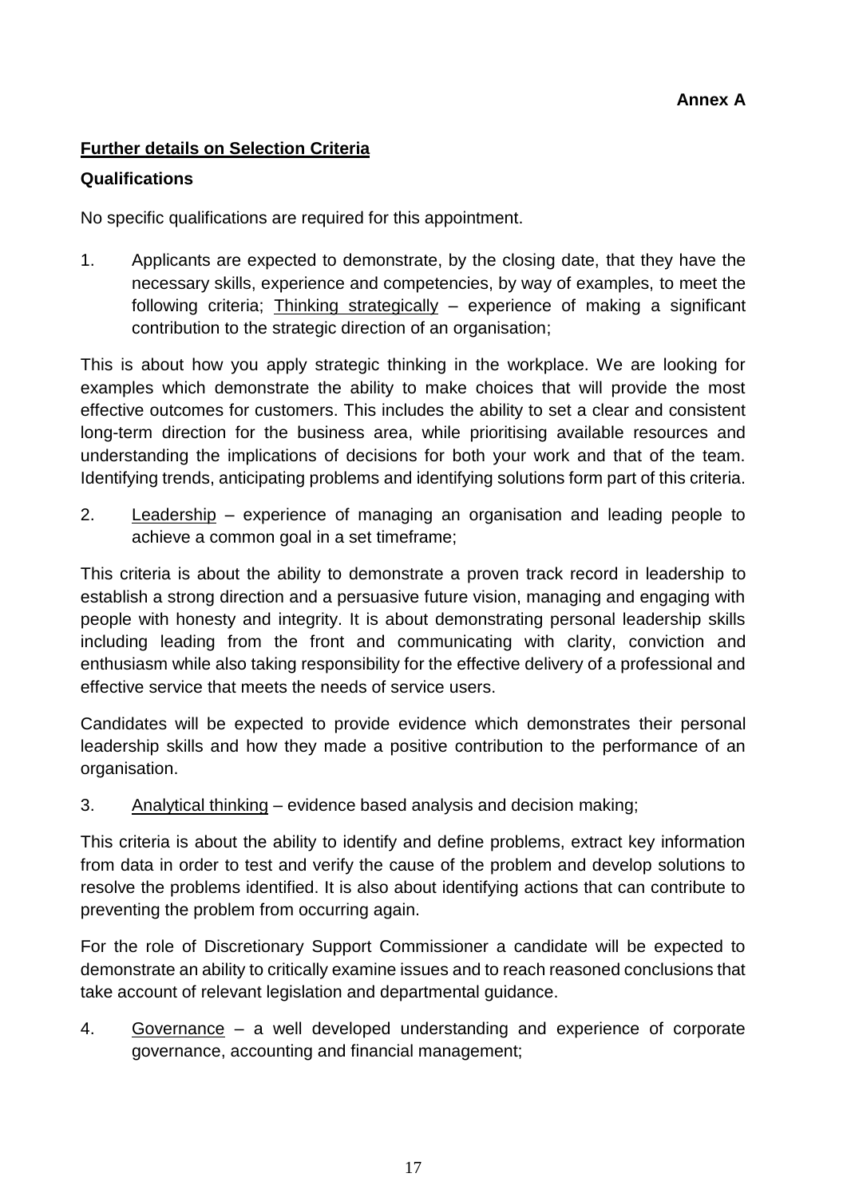**Annex A**

**<u>Further details on Selection Criteria</u>**

**Qualifications**

No specific qualifications are required for this appointment.

1. Applicants are expected to demonstrate, by the closing date, that they have the necessary skills, experience and competencies, by way of examples, to meet the following criteria; <u>Thinking strategically</u> – experience of making a significant contribution to the strategic direction of an organisation;

This is about how you apply strategic thinking in the workplace. We are looking for examples which demonstrate the ability to make choices that will provide the most effective outcomes for customers. This includes the ability to set a clear and consistent long-term direction for the business area, while prioritising available resources and understanding the implications of decisions for both your work and that of the team. Identifying trends, anticipating problems and identifying solutions form part of this criteria.

2. <u>Leadership</u> – experience of managing an organisation and leading people to achieve a common goal in a set timeframe;

This criteria is about the ability to demonstrate a proven track record in leadership to establish a strong direction and a persuasive future vision, managing and engaging with people with honesty and integrity. It is about demonstrating personal leadership skills including leading from the front and communicating with clarity, conviction and enthusiasm while also taking responsibility for the effective delivery of a professional and effective service that meets the needs of service users.

Candidates will be expected to provide evidence which demonstrates their personal leadership skills and how they made a positive contribution to the performance of an organisation.

3. <u>Analytical thinking</u> – evidence based analysis and decision making;

This criteria is about the ability to identify and define problems, extract key information from data in order to test and verify the cause of the problem and develop solutions to resolve the problems identified. It is also about identifying actions that can contribute to preventing the problem from occurring again.

For the role of Discretionary Support Commissioner a candidate will be expected to demonstrate an ability to critically examine issues and to reach reasoned conclusions that take account of relevant legislation and departmental guidance.

4. <u>Governance</u> – a well developed understanding and experience of corporate governance, accounting and financial management;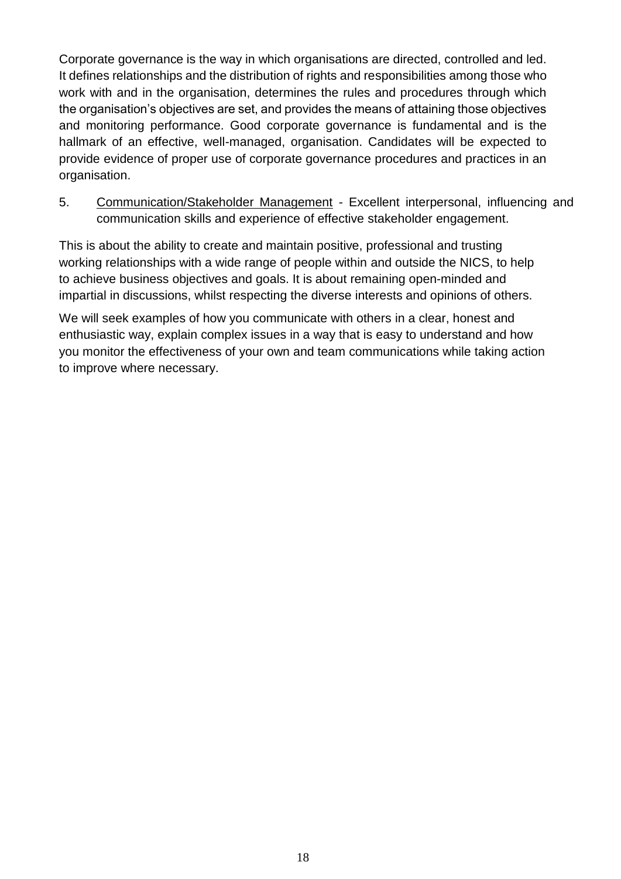Corporate governance is the way in which organisations are directed, controlled and led. It defines relationships and the distribution of rights and responsibilities among those who work with and in the organisation, determines the rules and procedures through which the organisation's objectives are set, and provides the means of attaining those objectives and monitoring performance. Good corporate governance is fundamental and is the hallmark of an effective, well-managed, organisation. Candidates will be expected to provide evidence of proper use of corporate governance procedures and practices in an organisation.

5. Communication/Stakeholder Management - Excellent interpersonal, influencing and communication skills and experience of effective stakeholder engagement.

This is about the ability to create and maintain positive, professional and trusting working relationships with a wide range of people within and outside the NICS, to help to achieve business objectives and goals. It is about remaining open-minded and impartial in discussions, whilst respecting the diverse interests and opinions of others.

We will seek examples of how you communicate with others in a clear, honest and enthusiastic way, explain complex issues in a way that is easy to understand and how you monitor the effectiveness of your own and team communications while taking action to improve where necessary.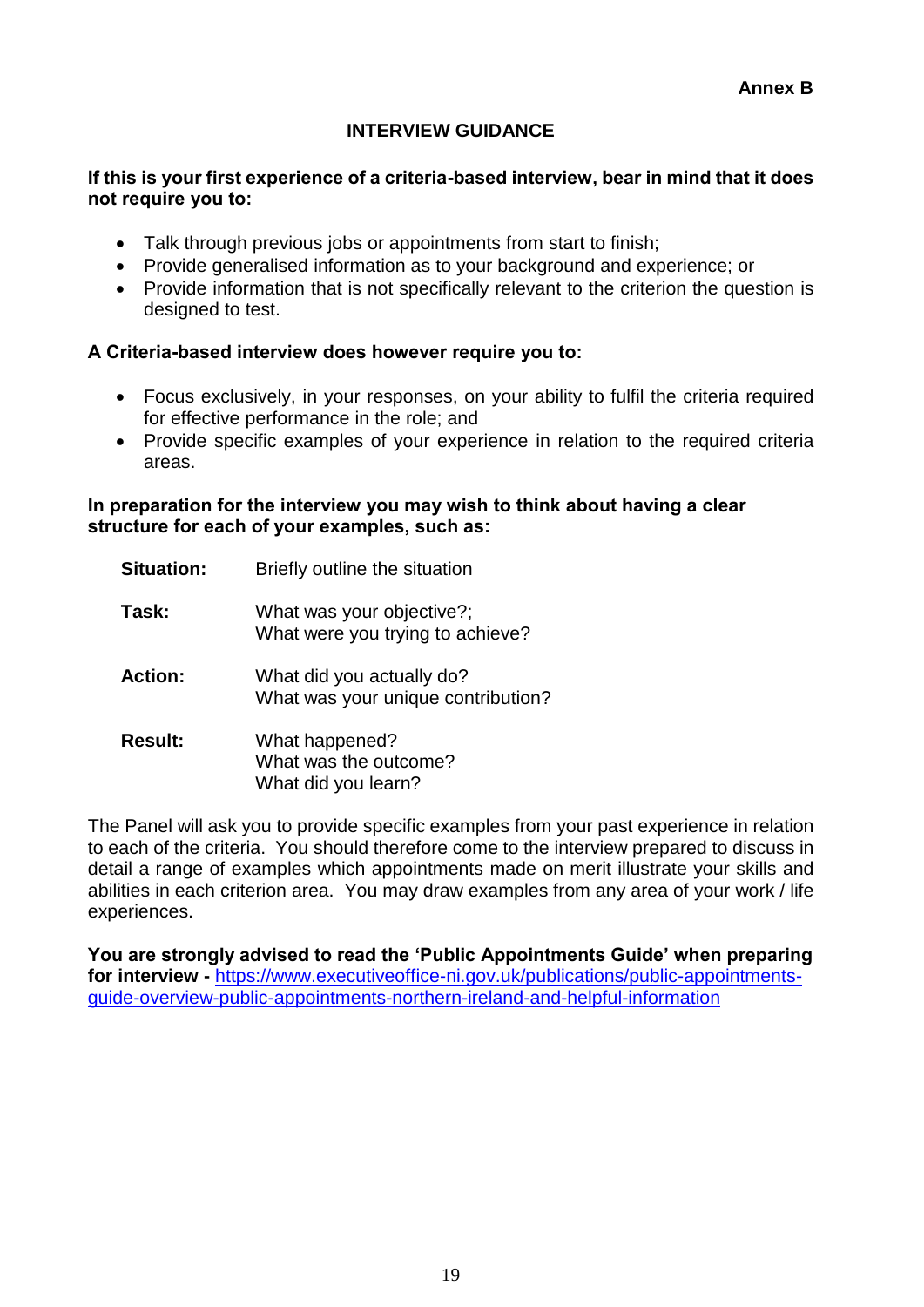**Annex B**

## INTERVIEW GUIDANCE

**If this is your first experience of a criteria-based interview, bear in mind that it does not require you to:**

- Talk through previous jobs or appointments from start to finish;
- Provide generalised information as to your background and experience; or
- Provide information that is not specifically relevant to the criterion the question is designed to test.

**A Criteria-based interview does however require you to:**

- Focus exclusively, in your responses, on your ability to fulfil the criteria required for effective performance in the role; and
- Provide specific examples of your experience in relation to the required criteria areas.

**In preparation for the interview you may wish to think about having a clear structure for each of your examples, such as:**

| | |
|---|---|
| **Situation:** | Briefly outline the situation |
| **Task:** | What was your objective?; What were you trying to achieve? |
| **Action:** | What did you actually do? What was your unique contribution? |
| **Result:** | What happened? What was the outcome? What did you learn? |

The Panel will ask you to provide specific examples from your past experience in relation to each of the criteria. You should therefore come to the interview prepared to discuss in detail a range of examples which appointments made on merit illustrate your skills and abilities in each criterion area. You may draw examples from any area of your work / life experiences.

**You are strongly advised to read the 'Public Appointments Guide' when preparing for interview -** https://www.executiveoffice-ni.gov.uk/publications/public-appointments-guide-overview-public-appointments-northern-ireland-and-helpful-information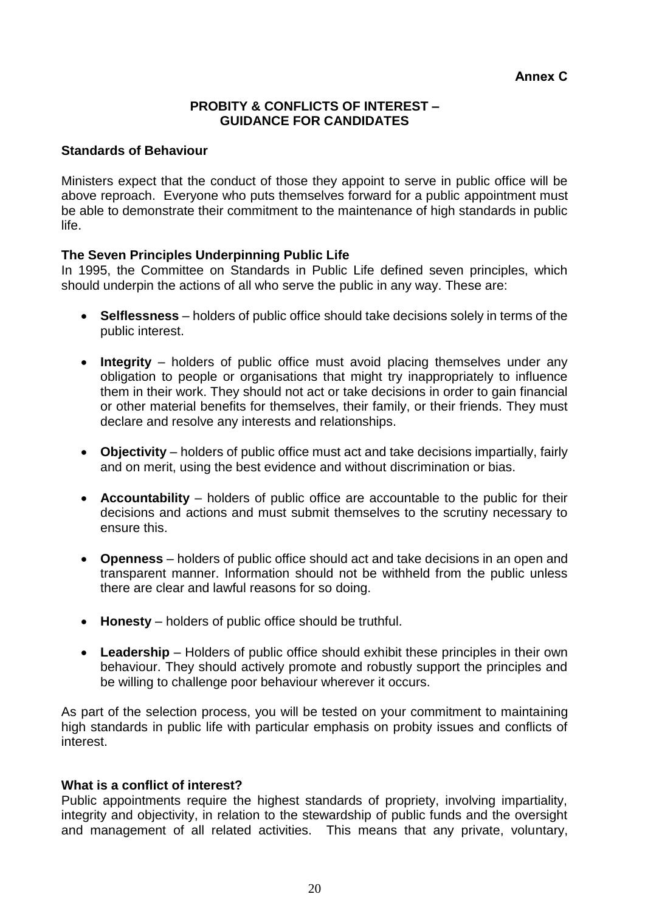**Annex C**

## PROBITY & CONFLICTS OF INTEREST – GUIDANCE FOR CANDIDATES

### Standards of Behaviour

Ministers expect that the conduct of those they appoint to serve in public office will be above reproach. Everyone who puts themselves forward for a public appointment must be able to demonstrate their commitment to the maintenance of high standards in public life.

### The Seven Principles Underpinning Public Life

In 1995, the Committee on Standards in Public Life defined seven principles, which should underpin the actions of all who serve the public in any way. These are:

- **Selflessness** – holders of public office should take decisions solely in terms of the public interest.
- **Integrity** – holders of public office must avoid placing themselves under any obligation to people or organisations that might try inappropriately to influence them in their work. They should not act or take decisions in order to gain financial or other material benefits for themselves, their family, or their friends. They must declare and resolve any interests and relationships.
- **Objectivity** – holders of public office must act and take decisions impartially, fairly and on merit, using the best evidence and without discrimination or bias.
- **Accountability** – holders of public office are accountable to the public for their decisions and actions and must submit themselves to the scrutiny necessary to ensure this.
- **Openness** – holders of public office should act and take decisions in an open and transparent manner. Information should not be withheld from the public unless there are clear and lawful reasons for so doing.
- **Honesty** – holders of public office should be truthful.
- **Leadership** – Holders of public office should exhibit these principles in their own behaviour. They should actively promote and robustly support the principles and be willing to challenge poor behaviour wherever it occurs.

As part of the selection process, you will be tested on your commitment to maintaining high standards in public life with particular emphasis on probity issues and conflicts of interest.

### What is a conflict of interest?

Public appointments require the highest standards of propriety, involving impartiality, integrity and objectivity, in relation to the stewardship of public funds and the oversight and management of all related activities. This means that any private, voluntary,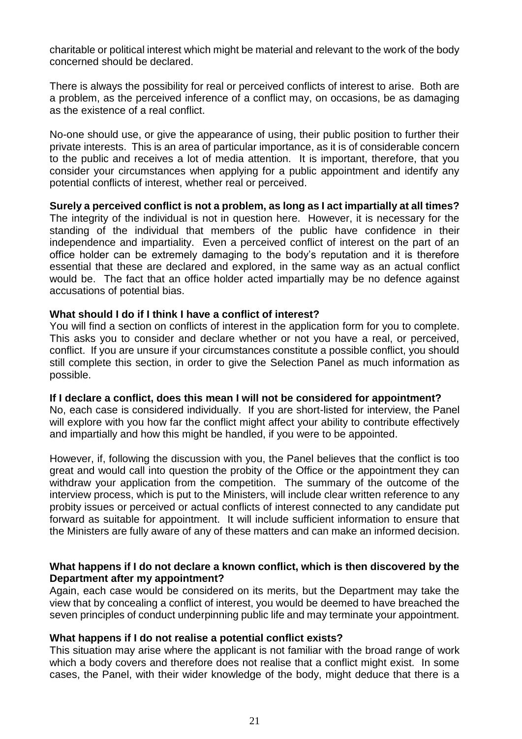charitable or political interest which might be material and relevant to the work of the body concerned should be declared.

There is always the possibility for real or perceived conflicts of interest to arise. Both are a problem, as the perceived inference of a conflict may, on occasions, be as damaging as the existence of a real conflict.

No-one should use, or give the appearance of using, their public position to further their private interests. This is an area of particular importance, as it is of considerable concern to the public and receives a lot of media attention. It is important, therefore, that you consider your circumstances when applying for a public appointment and identify any potential conflicts of interest, whether real or perceived.

**Surely a perceived conflict is not a problem, as long as I act impartially at all times?**
The integrity of the individual is not in question here. However, it is necessary for the standing of the individual that members of the public have confidence in their independence and impartiality. Even a perceived conflict of interest on the part of an office holder can be extremely damaging to the body's reputation and it is therefore essential that these are declared and explored, in the same way as an actual conflict would be. The fact that an office holder acted impartially may be no defence against accusations of potential bias.

**What should I do if I think I have a conflict of interest?**
You will find a section on conflicts of interest in the application form for you to complete. This asks you to consider and declare whether or not you have a real, or perceived, conflict. If you are unsure if your circumstances constitute a possible conflict, you should still complete this section, in order to give the Selection Panel as much information as possible.

**If I declare a conflict, does this mean I will not be considered for appointment?**
No, each case is considered individually. If you are short-listed for interview, the Panel will explore with you how far the conflict might affect your ability to contribute effectively and impartially and how this might be handled, if you were to be appointed.

However, if, following the discussion with you, the Panel believes that the conflict is too great and would call into question the probity of the Office or the appointment they can withdraw your application from the competition. The summary of the outcome of the interview process, which is put to the Ministers, will include clear written reference to any probity issues or perceived or actual conflicts of interest connected to any candidate put forward as suitable for appointment. It will include sufficient information to ensure that the Ministers are fully aware of any of these matters and can make an informed decision.

**What happens if I do not declare a known conflict, which is then discovered by the Department after my appointment?**
Again, each case would be considered on its merits, but the Department may take the view that by concealing a conflict of interest, you would be deemed to have breached the seven principles of conduct underpinning public life and may terminate your appointment.

**What happens if I do not realise a potential conflict exists?**
This situation may arise where the applicant is not familiar with the broad range of work which a body covers and therefore does not realise that a conflict might exist. In some cases, the Panel, with their wider knowledge of the body, might deduce that there is a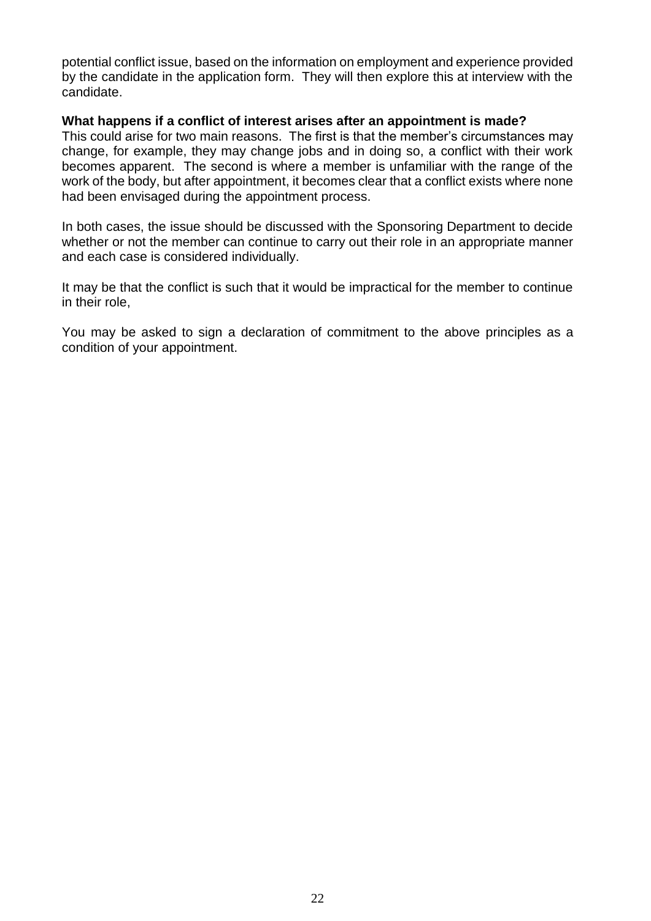potential conflict issue, based on the information on employment and experience provided by the candidate in the application form. They will then explore this at interview with the candidate.

**What happens if a conflict of interest arises after an appointment is made?**

This could arise for two main reasons. The first is that the member's circumstances may change, for example, they may change jobs and in doing so, a conflict with their work becomes apparent. The second is where a member is unfamiliar with the range of the work of the body, but after appointment, it becomes clear that a conflict exists where none had been envisaged during the appointment process.

In both cases, the issue should be discussed with the Sponsoring Department to decide whether or not the member can continue to carry out their role in an appropriate manner and each case is considered individually.

It may be that the conflict is such that it would be impractical for the member to continue in their role,

You may be asked to sign a declaration of commitment to the above principles as a condition of your appointment.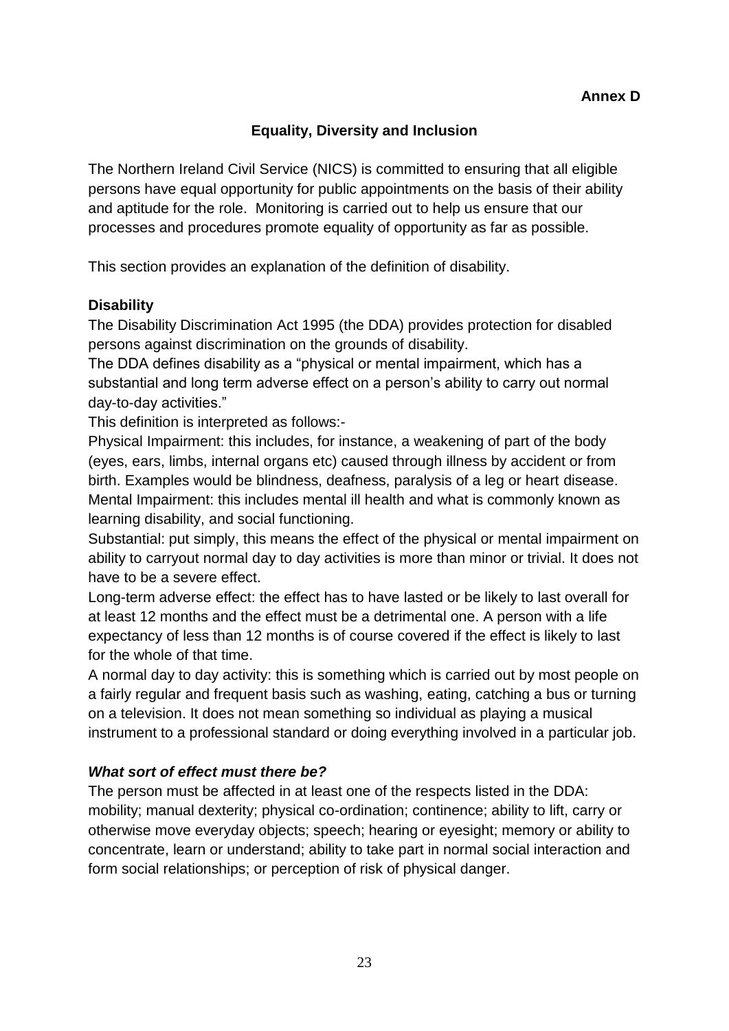**Annex D**

## Equality, Diversity and Inclusion

The Northern Ireland Civil Service (NICS) is committed to ensuring that all eligible persons have equal opportunity for public appointments on the basis of their ability and aptitude for the role. Monitoring is carried out to help us ensure that our processes and procedures promote equality of opportunity as far as possible.

This section provides an explanation of the definition of disability.

### Disability

The Disability Discrimination Act 1995 (the DDA) provides protection for disabled persons against discrimination on the grounds of disability.

The DDA defines disability as a "physical or mental impairment, which has a substantial and long term adverse effect on a person's ability to carry out normal day-to-day activities."

This definition is interpreted as follows:-

Physical Impairment: this includes, for instance, a weakening of part of the body (eyes, ears, limbs, internal organs etc) caused through illness by accident or from birth. Examples would be blindness, deafness, paralysis of a leg or heart disease.

Mental Impairment: this includes mental ill health and what is commonly known as learning disability, and social functioning.

Substantial: put simply, this means the effect of the physical or mental impairment on ability to carryout normal day to day activities is more than minor or trivial. It does not have to be a severe effect.

Long-term adverse effect: the effect has to have lasted or be likely to last overall for at least 12 months and the effect must be a detrimental one. A person with a life expectancy of less than 12 months is of course covered if the effect is likely to last for the whole of that time.

A normal day to day activity: this is something which is carried out by most people on a fairly regular and frequent basis such as washing, eating, catching a bus or turning on a television. It does not mean something so individual as playing a musical instrument to a professional standard or doing everything involved in a particular job.

### *What sort of effect must there be?*

The person must be affected in at least one of the respects listed in the DDA: mobility; manual dexterity; physical co-ordination; continence; ability to lift, carry or otherwise move everyday objects; speech; hearing or eyesight; memory or ability to concentrate, learn or understand; ability to take part in normal social interaction and form social relationships; or perception of risk of physical danger.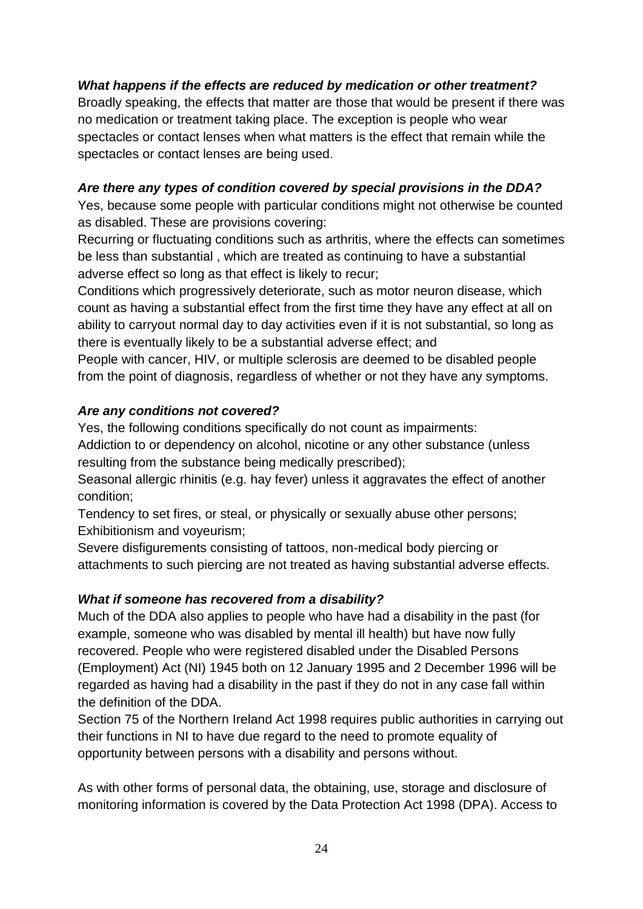***What happens if the effects are reduced by medication or other treatment?***

Broadly speaking, the effects that matter are those that would be present if there was no medication or treatment taking place. The exception is people who wear spectacles or contact lenses when what matters is the effect that remain while the spectacles or contact lenses are being used.

***Are there any types of condition covered by special provisions in the DDA?***

Yes, because some people with particular conditions might not otherwise be counted as disabled. These are provisions covering:

Recurring or fluctuating conditions such as arthritis, where the effects can sometimes be less than substantial , which are treated as continuing to have a substantial adverse effect so long as that effect is likely to recur;

Conditions which progressively deteriorate, such as motor neuron disease, which count as having a substantial effect from the first time they have any effect at all on ability to carryout normal day to day activities even if it is not substantial, so long as there is eventually likely to be a substantial adverse effect; and

People with cancer, HIV, or multiple sclerosis are deemed to be disabled people from the point of diagnosis, regardless of whether or not they have any symptoms.

***Are any conditions not covered?***

Yes, the following conditions specifically do not count as impairments:

Addiction to or dependency on alcohol, nicotine or any other substance (unless resulting from the substance being medically prescribed);

Seasonal allergic rhinitis (e.g. hay fever) unless it aggravates the effect of another condition;

Tendency to set fires, or steal, or physically or sexually abuse other persons;

Exhibitionism and voyeurism;

Severe disfigurements consisting of tattoos, non-medical body piercing or attachments to such piercing are not treated as having substantial adverse effects.

***What if someone has recovered from a disability?***

Much of the DDA also applies to people who have had a disability in the past (for example, someone who was disabled by mental ill health) but have now fully recovered. People who were registered disabled under the Disabled Persons (Employment) Act (NI) 1945 both on 12 January 1995 and 2 December 1996 will be regarded as having had a disability in the past if they do not in any case fall within the definition of the DDA.

Section 75 of the Northern Ireland Act 1998 requires public authorities in carrying out their functions in NI to have due regard to the need to promote equality of opportunity between persons with a disability and persons without.

As with other forms of personal data, the obtaining, use, storage and disclosure of monitoring information is covered by the Data Protection Act 1998 (DPA). Access to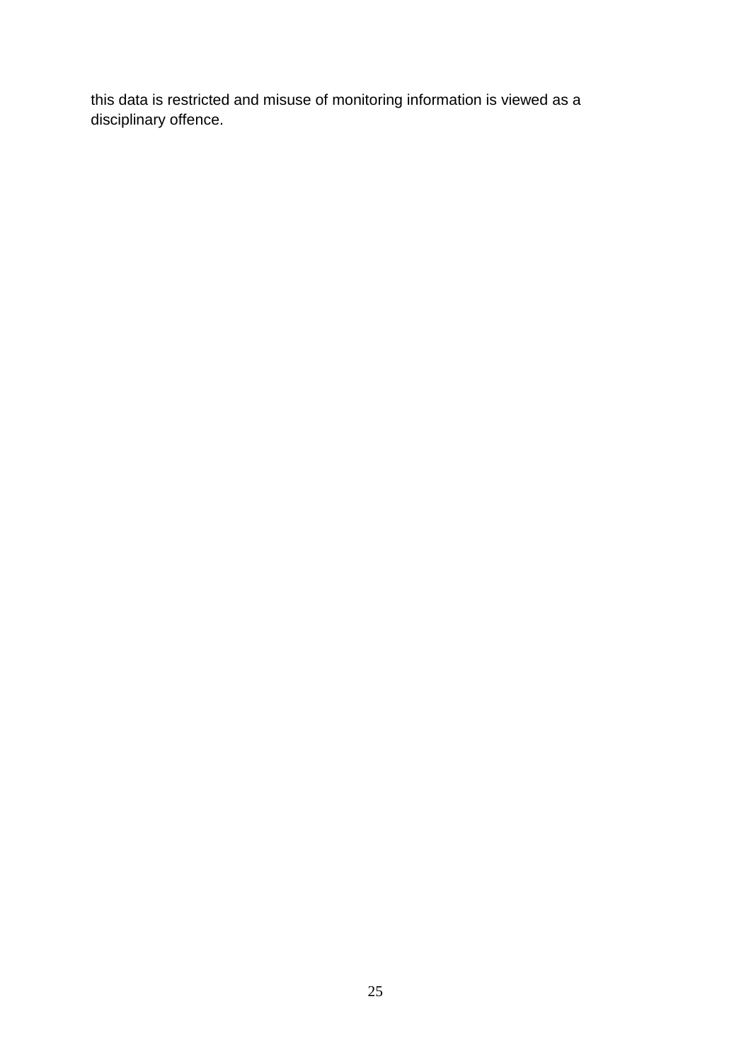this data is restricted and misuse of monitoring information is viewed as a disciplinary offence.